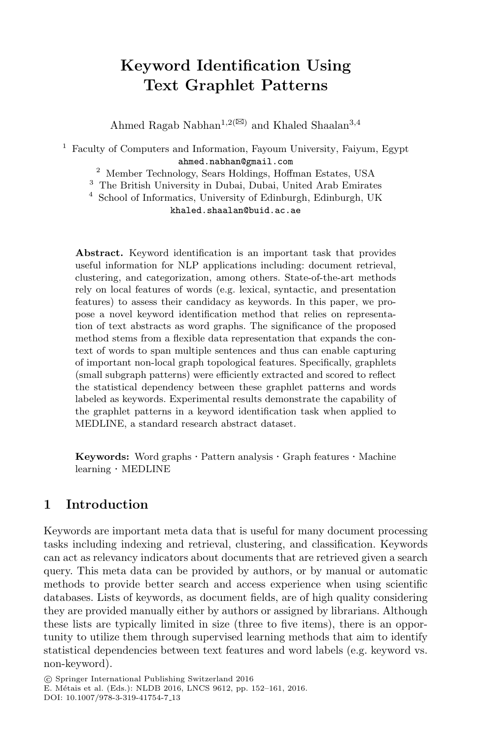# Keyword Identification Using Text Graphlet Patterns

Ahmed Ragab Nabhan[1,2(✉)] and Khaled Shaalan[3,4]

[1] Faculty of Computers and Information, Fayoum University, Faiyum, Egypt
ahmed.nabhan@gmail.com
[2] Member Technology, Sears Holdings, Hoffman Estates, USA
[3] The British University in Dubai, Dubai, United Arab Emirates
[4] School of Informatics, University of Edinburgh, Edinburgh, UK
khaled.shaalan@buid.ac.ae

**Abstract.** Keyword identification is an important task that provides useful information for NLP applications including: document retrieval, clustering, and categorization, among others. State-of-the-art methods rely on local features of words (e.g. lexical, syntactic, and presentation features) to assess their candidacy as keywords. In this paper, we propose a novel keyword identification method that relies on representation of text abstracts as word graphs. The significance of the proposed method stems from a flexible data representation that expands the context of words to span multiple sentences and thus can enable capturing of important non-local graph topological features. Specifically, graphlets (small subgraph patterns) were efficiently extracted and scored to reflect the statistical dependency between these graphlet patterns and words labeled as keywords. Experimental results demonstrate the capability of the graphlet patterns in a keyword identification task when applied to MEDLINE, a standard research abstract dataset.

**Keywords:** Word graphs · Pattern analysis · Graph features · Machine learning · MEDLINE

## 1 Introduction

Keywords are important meta data that is useful for many document processing tasks including indexing and retrieval, clustering, and classification. Keywords can act as relevancy indicators about documents that are retrieved given a search query. This meta data can be provided by authors, or by manual or automatic methods to provide better search and access experience when using scientific databases. Lists of keywords, as document fields, are of high quality considering they are provided manually either by authors or assigned by librarians. Although these lists are typically limited in size (three to five items), there is an opportunity to utilize them through supervised learning methods that aim to identify statistical dependencies between text features and word labels (e.g. keyword vs. non-keyword).

© Springer International Publishing Switzerland 2016
E. Métais et al. (Eds.): NLDB 2016, LNCS 9612, pp. 152–161, 2016.
DOI: 10.1007/978-3-319-41754-7_13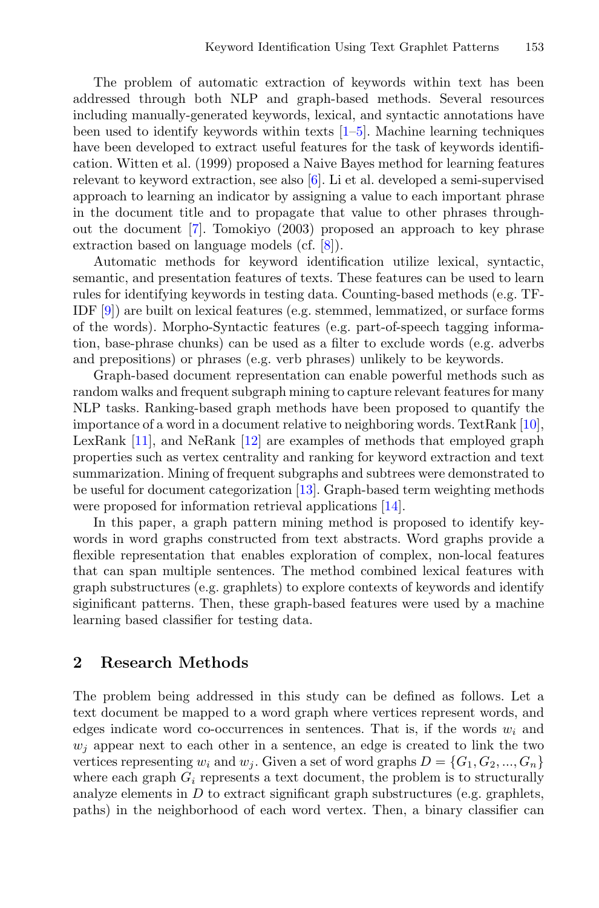The problem of automatic extraction of keywords within text has been addressed through both NLP and graph-based methods. Several resources including manually-generated keywords, lexical, and syntactic annotations have been used to identify keywords within texts [1–5]. Machine learning techniques have been developed to extract useful features for the task of keywords identification. Witten et al. (1999) proposed a Naive Bayes method for learning features relevant to keyword extraction, see also [6]. Li et al. developed a semi-supervised approach to learning an indicator by assigning a value to each important phrase in the document title and to propagate that value to other phrases throughout the document [7]. Tomokiyo (2003) proposed an approach to key phrase extraction based on language models (cf. [8]).

Automatic methods for keyword identification utilize lexical, syntactic, semantic, and presentation features of texts. These features can be used to learn rules for identifying keywords in testing data. Counting-based methods (e.g. TF-IDF [9]) are built on lexical features (e.g. stemmed, lemmatized, or surface forms of the words). Morpho-Syntactic features (e.g. part-of-speech tagging information, base-phrase chunks) can be used as a filter to exclude words (e.g. adverbs and prepositions) or phrases (e.g. verb phrases) unlikely to be keywords.

Graph-based document representation can enable powerful methods such as random walks and frequent subgraph mining to capture relevant features for many NLP tasks. Ranking-based graph methods have been proposed to quantify the importance of a word in a document relative to neighboring words. TextRank [10], LexRank [11], and NeRank [12] are examples of methods that employed graph properties such as vertex centrality and ranking for keyword extraction and text summarization. Mining of frequent subgraphs and subtrees were demonstrated to be useful for document categorization [13]. Graph-based term weighting methods were proposed for information retrieval applications [14].

In this paper, a graph pattern mining method is proposed to identify keywords in word graphs constructed from text abstracts. Word graphs provide a flexible representation that enables exploration of complex, non-local features that can span multiple sentences. The method combined lexical features with graph substructures (e.g. graphlets) to explore contexts of keywords and identify siginificant patterns. Then, these graph-based features were used by a machine learning based classifier for testing data.

## 2 Research Methods

The problem being addressed in this study can be defined as follows. Let a text document be mapped to a word graph where vertices represent words, and edges indicate word co-occurrences in sentences. That is, if the words $w_i$ and $w_j$ appear next to each other in a sentence, an edge is created to link the two vertices representing $w_i$ and $w_j$. Given a set of word graphs $D = \{G_1, G_2, ..., G_n\}$ where each graph $G_i$ represents a text document, the problem is to structurally analyze elements in $D$ to extract significant graph substructures (e.g. graphlets, paths) in the neighborhood of each word vertex. Then, a binary classifier can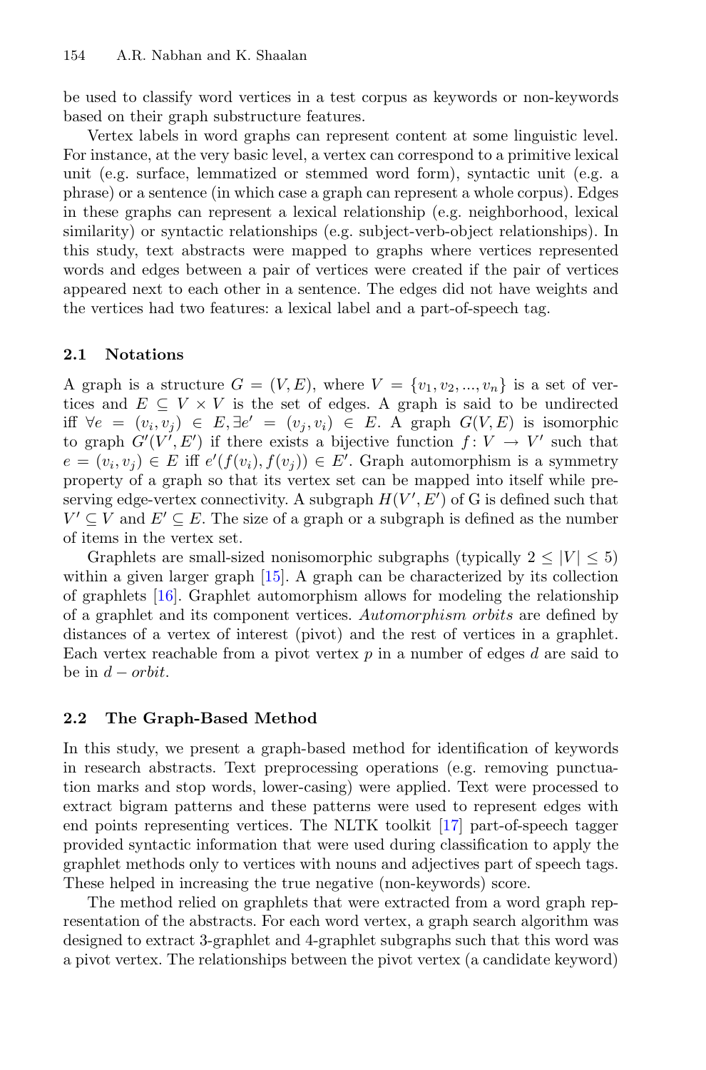be used to classify word vertices in a test corpus as keywords or non-keywords based on their graph substructure features.

Vertex labels in word graphs can represent content at some linguistic level. For instance, at the very basic level, a vertex can correspond to a primitive lexical unit (e.g. surface, lemmatized or stemmed word form), syntactic unit (e.g. a phrase) or a sentence (in which case a graph can represent a whole corpus). Edges in these graphs can represent a lexical relationship (e.g. neighborhood, lexical similarity) or syntactic relationships (e.g. subject-verb-object relationships). In this study, text abstracts were mapped to graphs where vertices represented words and edges between a pair of vertices were created if the pair of vertices appeared next to each other in a sentence. The edges did not have weights and the vertices had two features: a lexical label and a part-of-speech tag.

### 2.1 Notations

A graph is a structure $G = (V, E)$, where $V = \{v_1, v_2, ..., v_n\}$ is a set of vertices and $E \subseteq V \times V$ is the set of edges. A graph is said to be undirected iff $\forall e = (v_i, v_j) \in E, \exists e' = (v_j, v_i) \in E$. A graph $G(V, E)$ is isomorphic to graph $G'(V', E')$ if there exists a bijective function $f : V \rightarrow V'$ such that $e = (v_i, v_j) \in E$ iff $e'(f(v_i), f(v_j)) \in E'$. Graph automorphism is a symmetry property of a graph so that its vertex set can be mapped into itself while preserving edge-vertex connectivity. A subgraph $H(V', E')$ of G is defined such that $V' \subseteq V$ and $E' \subseteq E$. The size of a graph or a subgraph is defined as the number of items in the vertex set.

Graphlets are small-sized nonisomorphic subgraphs (typically $2 \leq |V| \leq 5$) within a given larger graph [15]. A graph can be characterized by its collection of graphlets [16]. Graphlet automorphism allows for modeling the relationship of a graphlet and its component vertices. *Automorphism orbits* are defined by distances of a vertex of interest (pivot) and the rest of vertices in a graphlet. Each vertex reachable from a pivot vertex $p$ in a number of edges $d$ are said to be in $d - orbit$.

### 2.2 The Graph-Based Method

In this study, we present a graph-based method for identification of keywords in research abstracts. Text preprocessing operations (e.g. removing punctuation marks and stop words, lower-casing) were applied. Text were processed to extract bigram patterns and these patterns were used to represent edges with end points representing vertices. The NLTK toolkit [17] part-of-speech tagger provided syntactic information that were used during classification to apply the graphlet methods only to vertices with nouns and adjectives part of speech tags. These helped in increasing the true negative (non-keywords) score.

The method relied on graphlets that were extracted from a word graph representation of the abstracts. For each word vertex, a graph search algorithm was designed to extract 3-graphlet and 4-graphlet subgraphs such that this word was a pivot vertex. The relationships between the pivot vertex (a candidate keyword)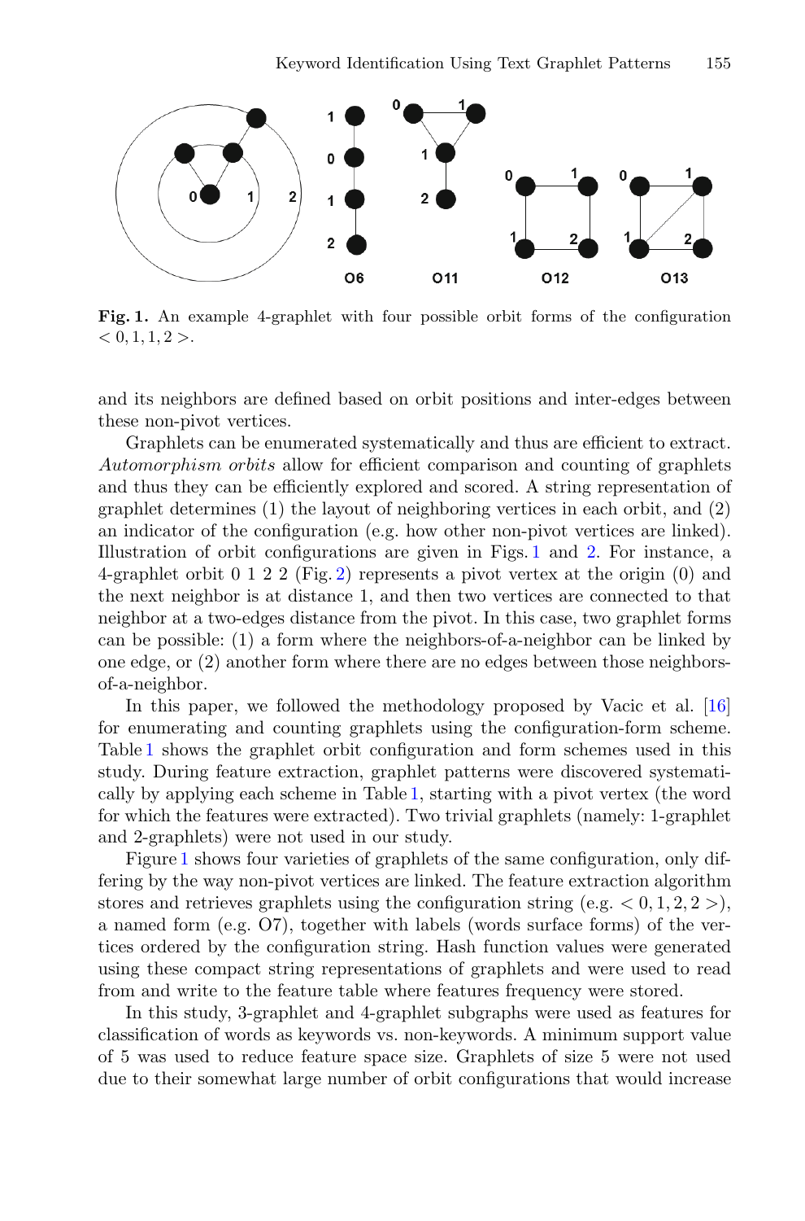**Fig. 1.** An example 4-graphlet with four possible orbit forms of the configuration $< 0, 1, 1, 2 >$.

and its neighbors are defined based on orbit positions and inter-edges between these non-pivot vertices.

Graphlets can be enumerated systematically and thus are efficient to extract. *Automorphism orbits* allow for efficient comparison and counting of graphlets and thus they can be efficiently explored and scored. A string representation of graphlet determines (1) the layout of neighboring vertices in each orbit, and (2) an indicator of the configuration (e.g. how other non-pivot vertices are linked). Illustration of orbit configurations are given in Figs. 1 and 2. For instance, a 4-graphlet orbit 0 1 2 2 (Fig. 2) represents a pivot vertex at the origin (0) and the next neighbor is at distance 1, and then two vertices are connected to that neighbor at a two-edges distance from the pivot. In this case, two graphlet forms can be possible: (1) a form where the neighbors-of-a-neighbor can be linked by one edge, or (2) another form where there are no edges between those neighbors-of-a-neighbor.

In this paper, we followed the methodology proposed by Vacic et al. [16] for enumerating and counting graphlets using the configuration-form scheme. Table 1 shows the graphlet orbit configuration and form schemes used in this study. During feature extraction, graphlet patterns were discovered systematically by applying each scheme in Table 1, starting with a pivot vertex (the word for which the features were extracted). Two trivial graphlets (namely: 1-graphlet and 2-graphlets) were not used in our study.

Figure 1 shows four varieties of graphlets of the same configuration, only differing by the way non-pivot vertices are linked. The feature extraction algorithm stores and retrieves graphlets using the configuration string (e.g. $< 0, 1, 2, 2 >$), a named form (e.g. O7), together with labels (words surface forms) of the vertices ordered by the configuration string. Hash function values were generated using these compact string representations of graphlets and were used to read from and write to the feature table where features frequency were stored.

In this study, 3-graphlet and 4-graphlet subgraphs were used as features for classification of words as keywords vs. non-keywords. A minimum support value of 5 was used to reduce feature space size. Graphlets of size 5 were not used due to their somewhat large number of orbit configurations that would increase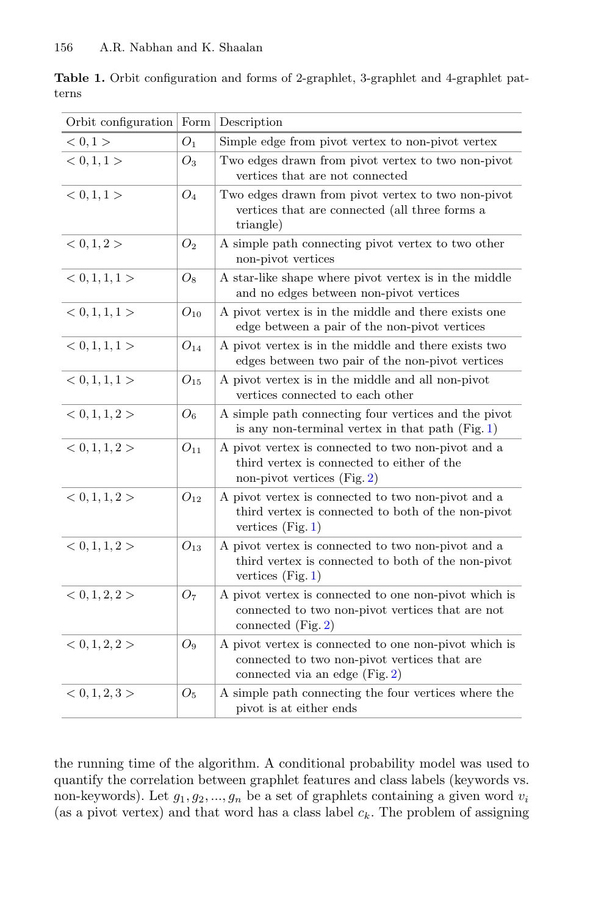**Table 1.** Orbit configuration and forms of 2-graphlet, 3-graphlet and 4-graphlet patterns

| Orbit configuration | Form | Description |
|---|---|---|
| $< 0, 1 >$ | $O_1$ | Simple edge from pivot vertex to non-pivot vertex |
| $< 0, 1, 1 >$ | $O_3$ | Two edges drawn from pivot vertex to two non-pivot vertices that are not connected |
| $< 0, 1, 1 >$ | $O_4$ | Two edges drawn from pivot vertex to two non-pivot vertices that are connected (all three forms a triangle) |
| $< 0, 1, 2 >$ | $O_2$ | A simple path connecting pivot vertex to two other non-pivot vertices |
| $< 0, 1, 1, 1 >$ | $O_8$ | A star-like shape where pivot vertex is in the middle and no edges between non-pivot vertices |
| $< 0, 1, 1, 1 >$ | $O_{10}$ | A pivot vertex is in the middle and there exists one edge between a pair of the non-pivot vertices |
| $< 0, 1, 1, 1 >$ | $O_{14}$ | A pivot vertex is in the middle and there exists two edges between two pair of the non-pivot vertices |
| $< 0, 1, 1, 1 >$ | $O_{15}$ | A pivot vertex is in the middle and all non-pivot vertices connected to each other |
| $< 0, 1, 1, 2 >$ | $O_6$ | A simple path connecting four vertices and the pivot is any non-terminal vertex in that path (Fig. 1) |
| $< 0, 1, 1, 2 >$ | $O_{11}$ | A pivot vertex is connected to two non-pivot and a third vertex is connected to either of the non-pivot vertices (Fig. 2) |
| $< 0, 1, 1, 2 >$ | $O_{12}$ | A pivot vertex is connected to two non-pivot and a third vertex is connected to both of the non-pivot vertices (Fig. 1) |
| $< 0, 1, 1, 2 >$ | $O_{13}$ | A pivot vertex is connected to two non-pivot and a third vertex is connected to both of the non-pivot vertices (Fig. 1) |
| $< 0, 1, 2, 2 >$ | $O_7$ | A pivot vertex is connected to one non-pivot which is connected to two non-pivot vertices that are not connected (Fig. 2) |
| $< 0, 1, 2, 2 >$ | $O_9$ | A pivot vertex is connected to one non-pivot which is connected to two non-pivot vertices that are connected via an edge (Fig. 2) |
| $< 0, 1, 2, 3 >$ | $O_5$ | A simple path connecting the four vertices where the pivot is at either ends |

the running time of the algorithm. A conditional probability model was used to quantify the correlation between graphlet features and class labels (keywords vs. non-keywords). Let $g_1, g_2, ..., g_n$ be a set of graphlets containing a given word $v_i$ (as a pivot vertex) and that word has a class label $c_k$. The problem of assigning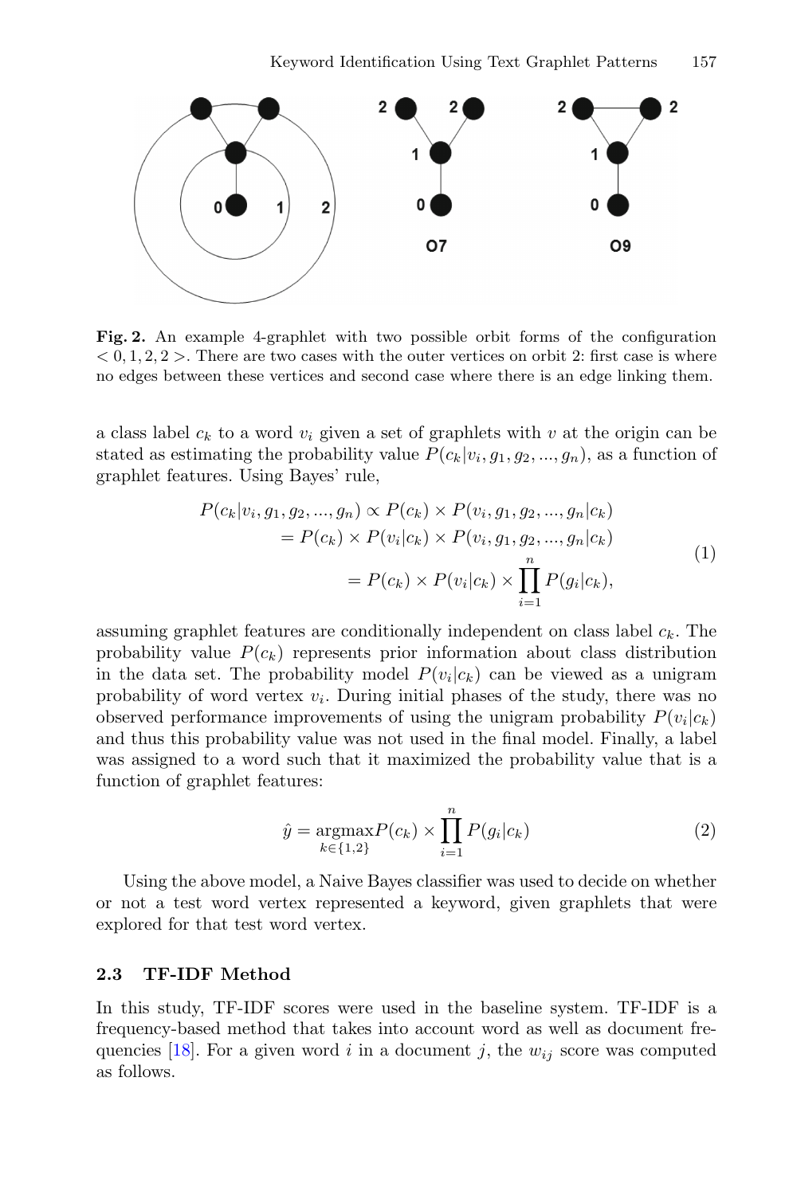**Fig. 2.** An example 4-graphlet with two possible orbit forms of the configuration $< 0, 1, 2, 2 >$. There are two cases with the outer vertices on orbit 2: first case is where no edges between these vertices and second case where there is an edge linking them.

a class label $c_k$ to a word $v_i$ given a set of graphlets with $v$ at the origin can be stated as estimating the probability value $P(c_k|v_i, g_1, g_2, ..., g_n)$, as a function of graphlet features. Using Bayes' rule,

$$
\begin{aligned}
P(c_k|v_i, g_1, g_2, ..., g_n) &\propto P(c_k) \times P(v_i, g_1, g_2, ..., g_n|c_k) \\
&= P(c_k) \times P(v_i|c_k) \times P(v_i, g_1, g_2, ..., g_n|c_k) \\
&= P(c_k) \times P(v_i|c_k) \times \prod_{i=1}^{n} P(g_i|c_k),
\end{aligned}
\tag{1}
$$

assuming graphlet features are conditionally independent on class label $c_k$. The probability value $P(c_k)$ represents prior information about class distribution in the data set. The probability model $P(v_i|c_k)$ can be viewed as a unigram probability of word vertex $v_i$. During initial phases of the study, there was no observed performance improvements of using the unigram probability $P(v_i|c_k)$ and thus this probability value was not used in the final model. Finally, a label was assigned to a word such that it maximized the probability value that is a function of graphlet features:

$$
\hat{y} = \underset{k \in \{1,2\}}{\text{argmax}} P(c_k) \times \prod_{i=1}^{n} P(g_i|c_k)
\tag{2}
$$

Using the above model, a Naive Bayes classifier was used to decide on whether or not a test word vertex represented a keyword, given graphlets that were explored for that test word vertex.

### 2.3 TF-IDF Method

In this study, TF-IDF scores were used in the baseline system. TF-IDF is a frequency-based method that takes into account word as well as document frequencies [18]. For a given word $i$ in a document $j$, the $w_{ij}$ score was computed as follows.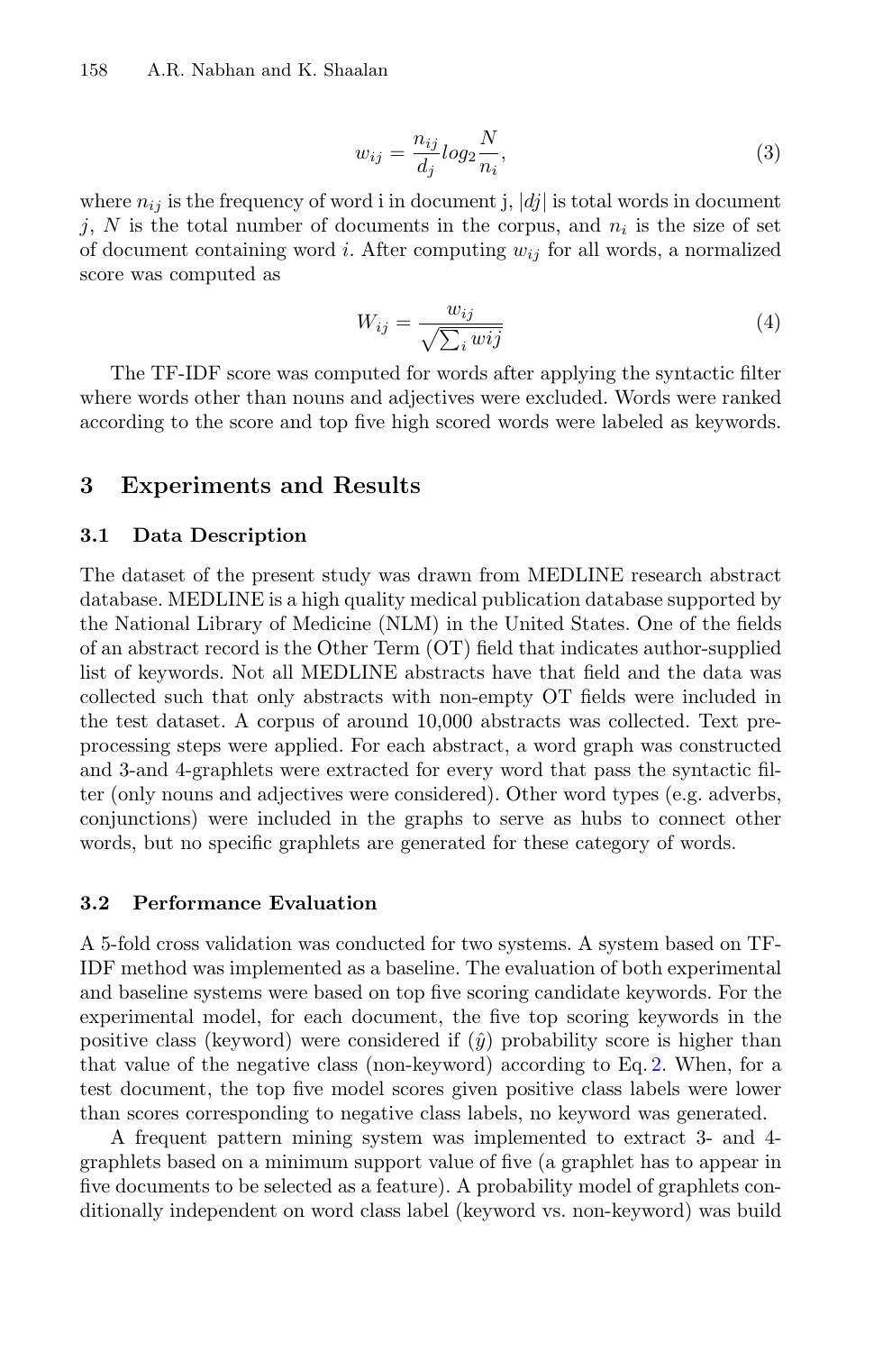$$w_{ij} = \frac{n_{ij}}{d_j} log_2 \frac{N}{n_i}, \tag{3}$$

where $n_{ij}$ is the frequency of word i in document j, $|dj|$ is total words in document $j$, $N$ is the total number of documents in the corpus, and $n_i$ is the size of set of document containing word $i$. After computing $w_{ij}$ for all words, a normalized score was computed as

$$W_{ij} = \frac{w_{ij}}{\sqrt{\sum_i wij}} \tag{4}$$

The TF-IDF score was computed for words after applying the syntactic filter where words other than nouns and adjectives were excluded. Words were ranked according to the score and top five high scored words were labeled as keywords.

## 3 Experiments and Results

### 3.1 Data Description

The dataset of the present study was drawn from MEDLINE research abstract database. MEDLINE is a high quality medical publication database supported by the National Library of Medicine (NLM) in the United States. One of the fields of an abstract record is the Other Term (OT) field that indicates author-supplied list of keywords. Not all MEDLINE abstracts have that field and the data was collected such that only abstracts with non-empty OT fields were included in the test dataset. A corpus of around 10,000 abstracts was collected. Text preprocessing steps were applied. For each abstract, a word graph was constructed and 3-and 4-graphlets were extracted for every word that pass the syntactic filter (only nouns and adjectives were considered). Other word types (e.g. adverbs, conjunctions) were included in the graphs to serve as hubs to connect other words, but no specific graphlets are generated for these category of words.

### 3.2 Performance Evaluation

A 5-fold cross validation was conducted for two systems. A system based on TF-IDF method was implemented as a baseline. The evaluation of both experimental and baseline systems were based on top five scoring candidate keywords. For the experimental model, for each document, the five top scoring keywords in the positive class (keyword) were considered if ($\hat{y}$) probability score is higher than that value of the negative class (non-keyword) according to Eq. 2. When, for a test document, the top five model scores given positive class labels were lower than scores corresponding to negative class labels, no keyword was generated.

A frequent pattern mining system was implemented to extract 3- and 4-graphlets based on a minimum support value of five (a graphlet has to appear in five documents to be selected as a feature). A probability model of graphlets conditionally independent on word class label (keyword vs. non-keyword) was build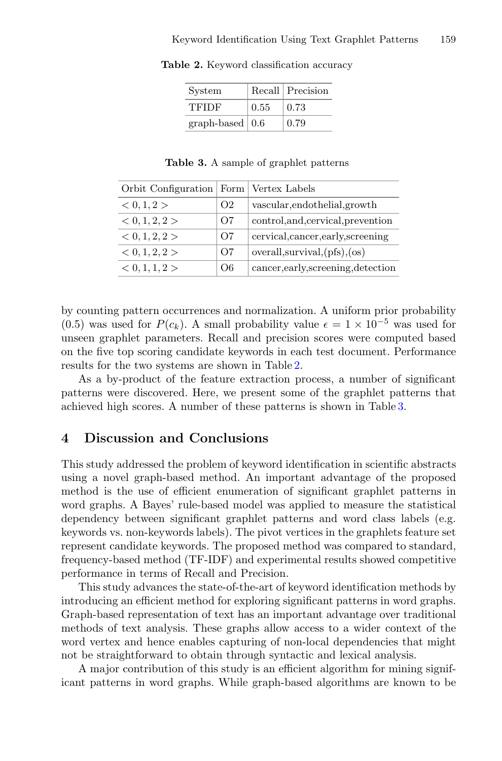**Table 2.** Keyword classification accuracy

| System | Recall | Precision |
|---|---|---|
| TFIDF | 0.55 | 0.73 |
| graph-based | 0.6 | 0.79 |

**Table 3.** A sample of graphlet patterns

| Orbit Configuration | Form | Vertex Labels |
|---|---|---|
| $< 0, 1, 2 >$ | O2 | vascular,endothelial,growth |
| $< 0, 1, 2, 2 >$ | O7 | control,and,cervical,prevention |
| $< 0, 1, 2, 2 >$ | O7 | cervical,cancer,early,screening |
| $< 0, 1, 2, 2 >$ | O7 | overall,survival,(pfs),(os) |
| $< 0, 1, 1, 2 >$ | O6 | cancer,early,screening,detection |

by counting pattern occurrences and normalization. A uniform prior probability (0.5) was used for $P(c_k)$. A small probability value $\epsilon = 1 \times 10^{-5}$ was used for unseen graphlet parameters. Recall and precision scores were computed based on the five top scoring candidate keywords in each test document. Performance results for the two systems are shown in Table 2.

As a by-product of the feature extraction process, a number of significant patterns were discovered. Here, we present some of the graphlet patterns that achieved high scores. A number of these patterns is shown in Table 3.

## 4 Discussion and Conclusions

This study addressed the problem of keyword identification in scientific abstracts using a novel graph-based method. An important advantage of the proposed method is the use of efficient enumeration of significant graphlet patterns in word graphs. A Bayes' rule-based model was applied to measure the statistical dependency between significant graphlet patterns and word class labels (e.g. keywords vs. non-keywords labels). The pivot vertices in the graphlets feature set represent candidate keywords. The proposed method was compared to standard, frequency-based method (TF-IDF) and experimental results showed competitive performance in terms of Recall and Precision.

This study advances the state-of-the-art of keyword identification methods by introducing an efficient method for exploring significant patterns in word graphs. Graph-based representation of text has an important advantage over traditional methods of text analysis. These graphs allow access to a wider context of the word vertex and hence enables capturing of non-local dependencies that might not be straightforward to obtain through syntactic and lexical analysis.

A major contribution of this study is an efficient algorithm for mining significant patterns in word graphs. While graph-based algorithms are known to be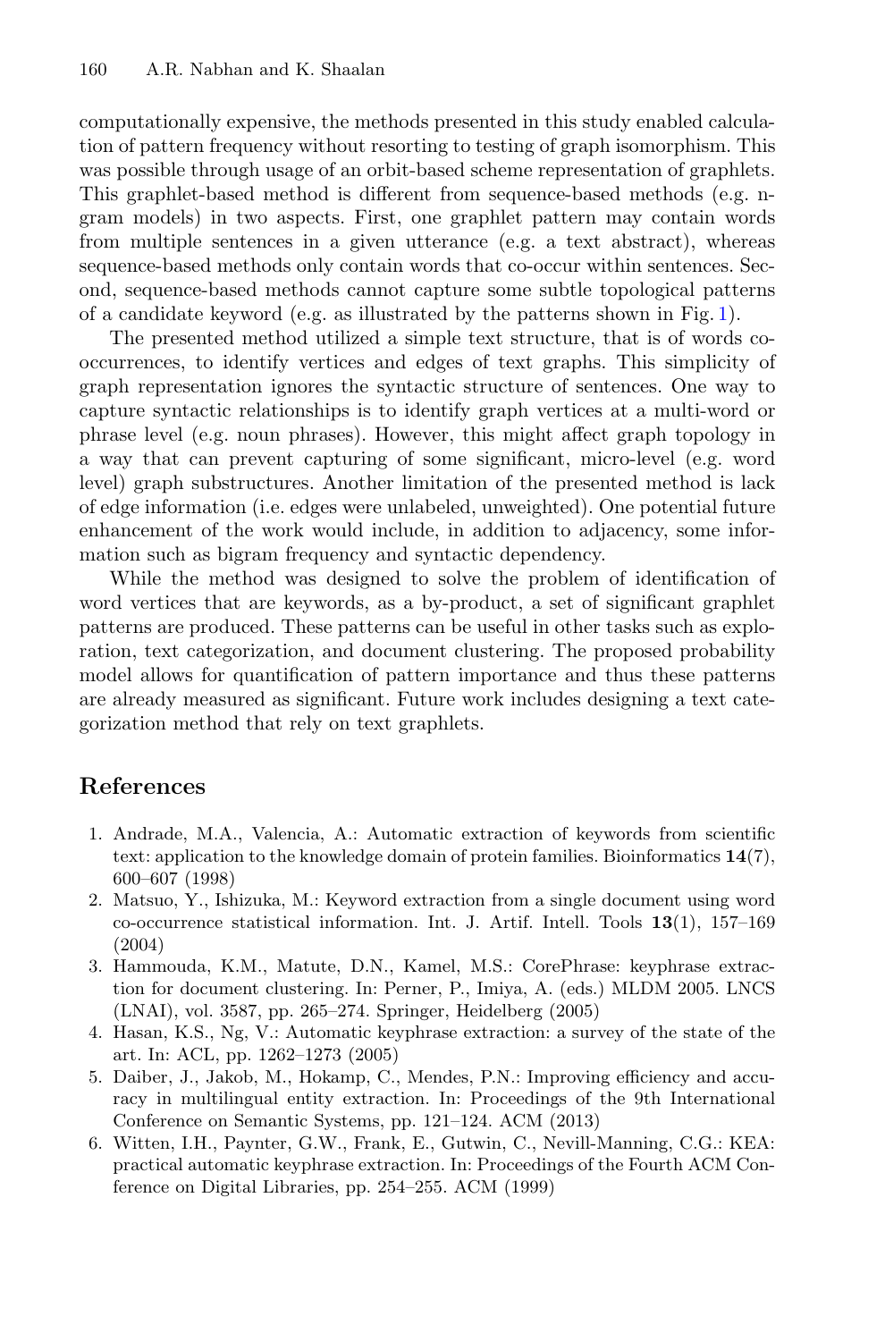computationally expensive, the methods presented in this study enabled calculation of pattern frequency without resorting to testing of graph isomorphism. This was possible through usage of an orbit-based scheme representation of graphlets. This graphlet-based method is different from sequence-based methods (e.g. n-gram models) in two aspects. First, one graphlet pattern may contain words from multiple sentences in a given utterance (e.g. a text abstract), whereas sequence-based methods only contain words that co-occur within sentences. Second, sequence-based methods cannot capture some subtle topological patterns of a candidate keyword (e.g. as illustrated by the patterns shown in Fig. 1).

The presented method utilized a simple text structure, that is of words co-occurrences, to identify vertices and edges of text graphs. This simplicity of graph representation ignores the syntactic structure of sentences. One way to capture syntactic relationships is to identify graph vertices at a multi-word or phrase level (e.g. noun phrases). However, this might affect graph topology in a way that can prevent capturing of some significant, micro-level (e.g. word level) graph substructures. Another limitation of the presented method is lack of edge information (i.e. edges were unlabeled, unweighted). One potential future enhancement of the work would include, in addition to adjacency, some information such as bigram frequency and syntactic dependency.

While the method was designed to solve the problem of identification of word vertices that are keywords, as a by-product, a set of significant graphlet patterns are produced. These patterns can be useful in other tasks such as exploration, text categorization, and document clustering. The proposed probability model allows for quantification of pattern importance and thus these patterns are already measured as significant. Future work includes designing a text categorization method that rely on text graphlets.

## References

1. Andrade, M.A., Valencia, A.: Automatic extraction of keywords from scientific text: application to the knowledge domain of protein families. Bioinformatics **14**(7), 600–607 (1998)
2. Matsuo, Y., Ishizuka, M.: Keyword extraction from a single document using word co-occurrence statistical information. Int. J. Artif. Intell. Tools **13**(1), 157–169 (2004)
3. Hammouda, K.M., Matute, D.N., Kamel, M.S.: CorePhrase: keyphrase extraction for document clustering. In: Perner, P., Imiya, A. (eds.) MLDM 2005. LNCS (LNAI), vol. 3587, pp. 265–274. Springer, Heidelberg (2005)
4. Hasan, K.S., Ng, V.: Automatic keyphrase extraction: a survey of the state of the art. In: ACL, pp. 1262–1273 (2005)
5. Daiber, J., Jakob, M., Hokamp, C., Mendes, P.N.: Improving efficiency and accuracy in multilingual entity extraction. In: Proceedings of the 9th International Conference on Semantic Systems, pp. 121–124. ACM (2013)
6. Witten, I.H., Paynter, G.W., Frank, E., Gutwin, C., Nevill-Manning, C.G.: KEA: practical automatic keyphrase extraction. In: Proceedings of the Fourth ACM Conference on Digital Libraries, pp. 254–255. ACM (1999)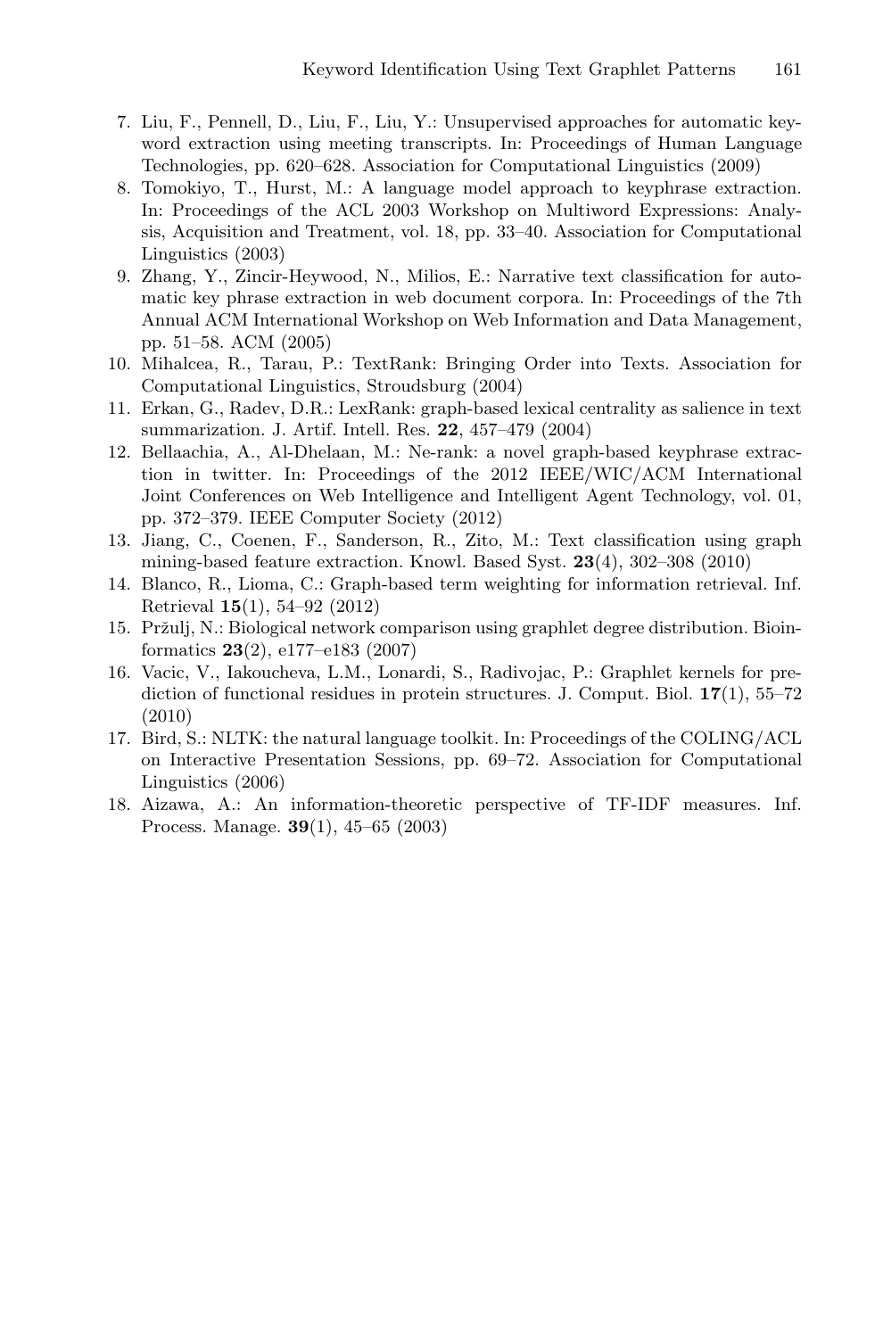7. Liu, F., Pennell, D., Liu, F., Liu, Y.: Unsupervised approaches for automatic keyword extraction using meeting transcripts. In: Proceedings of Human Language Technologies, pp. 620–628. Association for Computational Linguistics (2009)
8. Tomokiyo, T., Hurst, M.: A language model approach to keyphrase extraction. In: Proceedings of the ACL 2003 Workshop on Multiword Expressions: Analysis, Acquisition and Treatment, vol. 18, pp. 33–40. Association for Computational Linguistics (2003)
9. Zhang, Y., Zincir-Heywood, N., Milios, E.: Narrative text classification for automatic key phrase extraction in web document corpora. In: Proceedings of the 7th Annual ACM International Workshop on Web Information and Data Management, pp. 51–58. ACM (2005)
10. Mihalcea, R., Tarau, P.: TextRank: Bringing Order into Texts. Association for Computational Linguistics, Stroudsburg (2004)
11. Erkan, G., Radev, D.R.: LexRank: graph-based lexical centrality as salience in text summarization. J. Artif. Intell. Res. **22**, 457–479 (2004)
12. Bellaachia, A., Al-Dhelaan, M.: Ne-rank: a novel graph-based keyphrase extraction in twitter. In: Proceedings of the 2012 IEEE/WIC/ACM International Joint Conferences on Web Intelligence and Intelligent Agent Technology, vol. 01, pp. 372–379. IEEE Computer Society (2012)
13. Jiang, C., Coenen, F., Sanderson, R., Zito, M.: Text classification using graph mining-based feature extraction. Knowl. Based Syst. **23**(4), 302–308 (2010)
14. Blanco, R., Lioma, C.: Graph-based term weighting for information retrieval. Inf. Retrieval **15**(1), 54–92 (2012)
15. Pržulj, N.: Biological network comparison using graphlet degree distribution. Bioinformatics **23**(2), e177–e183 (2007)
16. Vacic, V., Iakoucheva, L.M., Lonardi, S., Radivojac, P.: Graphlet kernels for prediction of functional residues in protein structures. J. Comput. Biol. **17**(1), 55–72 (2010)
17. Bird, S.: NLTK: the natural language toolkit. In: Proceedings of the COLING/ACL on Interactive Presentation Sessions, pp. 69–72. Association for Computational Linguistics (2006)
18. Aizawa, A.: An information-theoretic perspective of TF-IDF measures. Inf. Process. Manage. **39**(1), 45–65 (2003)